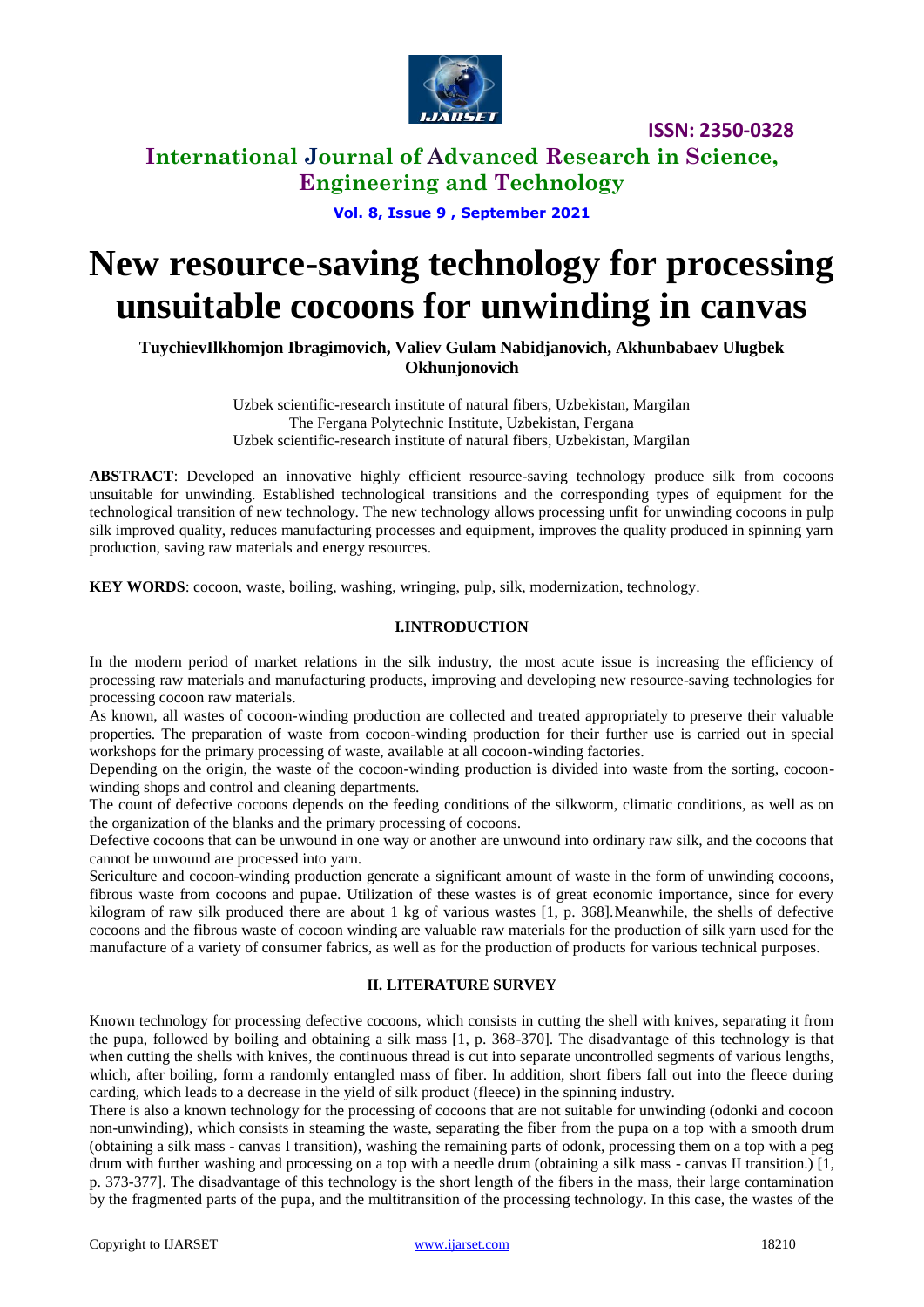# New resource-saving technology for processing unsuitable cocoons for unwinding in canvas

**TuychievIlkhomjon Ibragimovich, Valiev Gulam Nabidjanovich, Akhunbabaev Ulugbek Okhunjonovich**

Uzbek scientific-research institute of natural fibers, Uzbekistan, Margilan
The Fergana Polytechnic Institute, Uzbekistan, Fergana
Uzbek scientific-research institute of natural fibers, Uzbekistan, Margilan

**ABSTRACT**: Developed an innovative highly efficient resource-saving technology produce silk from cocoons unsuitable for unwinding. Established technological transitions and the corresponding types of equipment for the technological transition of new technology. The new technology allows processing unfit for unwinding cocoons in pulp silk improved quality, reduces manufacturing processes and equipment, improves the quality produced in spinning yarn production, saving raw materials and energy resources.

**KEY WORDS**: cocoon, waste, boiling, washing, wringing, pulp, silk, modernization, technology.

## I.INTRODUCTION

In the modern period of market relations in the silk industry, the most acute issue is increasing the efficiency of processing raw materials and manufacturing products, improving and developing new resource-saving technologies for processing cocoon raw materials.

As known, all wastes of cocoon-winding production are collected and treated appropriately to preserve their valuable properties. The preparation of waste from cocoon-winding production for their further use is carried out in special workshops for the primary processing of waste, available at all cocoon-winding factories.

Depending on the origin, the waste of the cocoon-winding production is divided into waste from the sorting, cocoon-winding shops and control and cleaning departments.

The count of defective cocoons depends on the feeding conditions of the silkworm, climatic conditions, as well as on the organization of the blanks and the primary processing of cocoons.

Defective cocoons that can be unwound in one way or another are unwound into ordinary raw silk, and the cocoons that cannot be unwound are processed into yarn.

Sericulture and cocoon-winding production generate a significant amount of waste in the form of unwinding cocoons, fibrous waste from cocoons and pupae. Utilization of these wastes is of great economic importance, since for every kilogram of raw silk produced there are about 1 kg of various wastes [1, p. 368].Meanwhile, the shells of defective cocoons and the fibrous waste of cocoon winding are valuable raw materials for the production of silk yarn used for the manufacture of a variety of consumer fabrics, as well as for the production of products for various technical purposes.

## II. LITERATURE SURVEY

Known technology for processing defective cocoons, which consists in cutting the shell with knives, separating it from the pupa, followed by boiling and obtaining a silk mass [1, p. 368-370]. The disadvantage of this technology is that when cutting the shells with knives, the continuous thread is cut into separate uncontrolled segments of various lengths, which, after boiling, form a randomly entangled mass of fiber. In addition, short fibers fall out into the fleece during carding, which leads to a decrease in the yield of silk product (fleece) in the spinning industry.

There is also a known technology for the processing of cocoons that are not suitable for unwinding (odonki and cocoon non-unwinding), which consists in steaming the waste, separating the fiber from the pupa on a top with a smooth drum (obtaining a silk mass - canvas I transition), washing the remaining parts of odonk, processing them on a top with a peg drum with further washing and processing on a top with a needle drum (obtaining a silk mass - canvas II transition.) [1, p. 373-377]. The disadvantage of this technology is the short length of the fibers in the mass, their large contamination by the fragmented parts of the pupa, and the multitransition of the processing technology. In this case, the wastes of the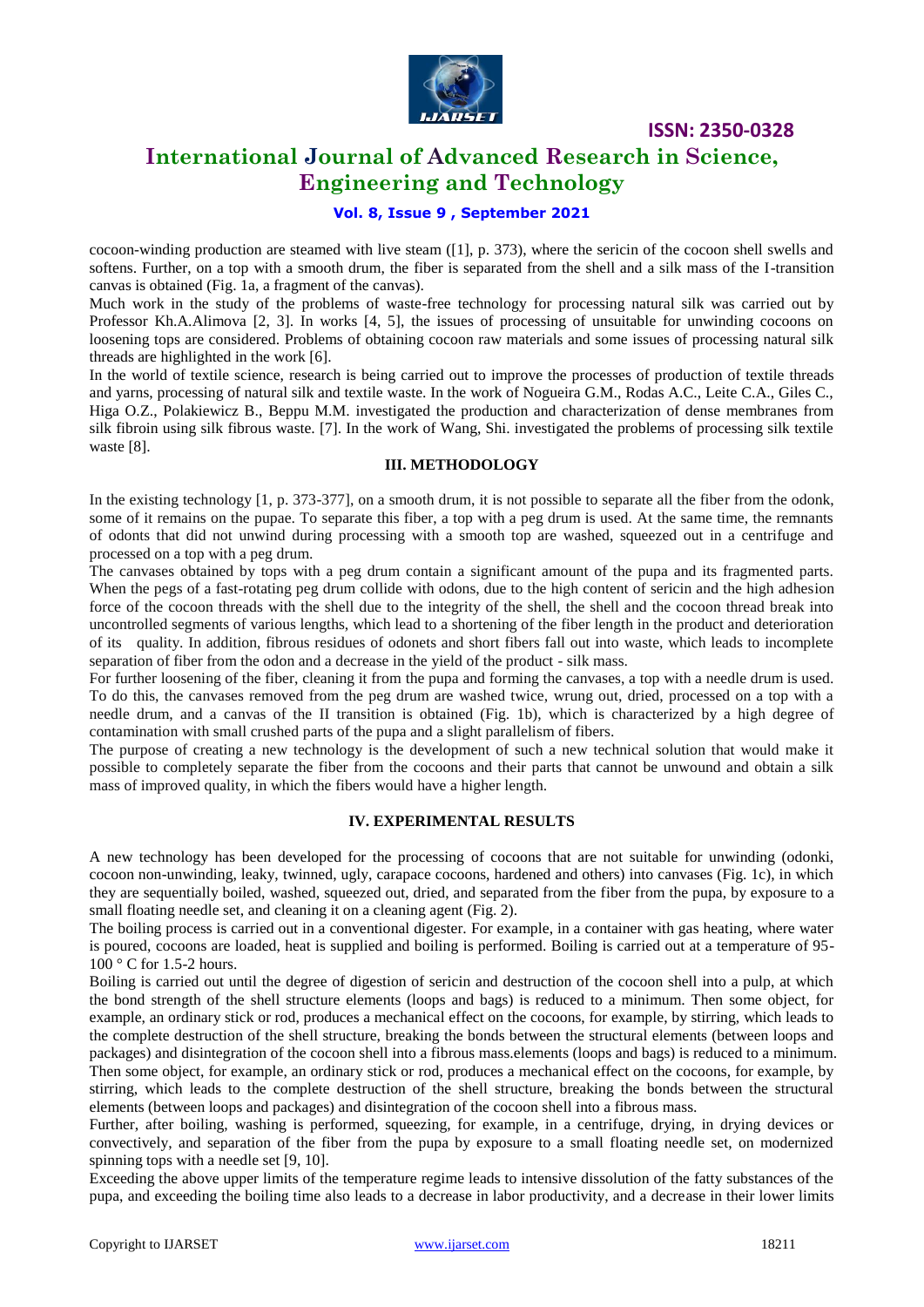cocoon-winding production are steamed with live steam ([1], p. 373), where the sericin of the cocoon shell swells and softens. Further, on a top with a smooth drum, the fiber is separated from the shell and a silk mass of the I-transition canvas is obtained (Fig. 1a, a fragment of the canvas).

Much work in the study of the problems of waste-free technology for processing natural silk was carried out by Professor Kh.A.Alimova [2, 3]. In works [4, 5], the issues of processing of unsuitable for unwinding cocoons on loosening tops are considered. Problems of obtaining cocoon raw materials and some issues of processing natural silk threads are highlighted in the work [6].

In the world of textile science, research is being carried out to improve the processes of production of textile threads and yarns, processing of natural silk and textile waste. In the work of Nogueira G.M., Rodas A.C., Leite C.A., Giles C., Higa O.Z., Polakiewicz B., Beppu M.M. investigated the production and characterization of dense membranes from silk fibroin using silk fibrous waste. [7]. In the work of Wang, Shi. investigated the problems of processing silk textile waste [8].

## III. METHODOLOGY

In the existing technology [1, p. 373-377], on a smooth drum, it is not possible to separate all the fiber from the odonk, some of it remains on the pupae. To separate this fiber, a top with a peg drum is used. At the same time, the remnants of odonts that did not unwind during processing with a smooth top are washed, squeezed out in a centrifuge and processed on a top with a peg drum.

The canvases obtained by tops with a peg drum contain a significant amount of the pupa and its fragmented parts. When the pegs of a fast-rotating peg drum collide with odons, due to the high content of sericin and the high adhesion force of the cocoon threads with the shell due to the integrity of the shell, the shell and the cocoon thread break into uncontrolled segments of various lengths, which lead to a shortening of the fiber length in the product and deterioration of its quality. In addition, fibrous residues of odonets and short fibers fall out into waste, which leads to incomplete separation of fiber from the odon and a decrease in the yield of the product - silk mass.

For further loosening of the fiber, cleaning it from the pupa and forming the canvases, a top with a needle drum is used. To do this, the canvases removed from the peg drum are washed twice, wrung out, dried, processed on a top with a needle drum, and a canvas of the II transition is obtained (Fig. 1b), which is characterized by a high degree of contamination with small crushed parts of the pupa and a slight parallelism of fibers.

The purpose of creating a new technology is the development of such a new technical solution that would make it possible to completely separate the fiber from the cocoons and their parts that cannot be unwound and obtain a silk mass of improved quality, in which the fibers would have a higher length.

## IV. EXPERIMENTAL RESULTS

A new technology has been developed for the processing of cocoons that are not suitable for unwinding (odonki, cocoon non-unwinding, leaky, twinned, ugly, carapace cocoons, hardened and others) into canvases (Fig. 1c), in which they are sequentially boiled, washed, squeezed out, dried, and separated from the fiber from the pupa, by exposure to a small floating needle set, and cleaning it on a cleaning agent (Fig. 2).

The boiling process is carried out in a conventional digester. For example, in a container with gas heating, where water is poured, cocoons are loaded, heat is supplied and boiling is performed. Boiling is carried out at a temperature of 95-100 ° C for 1.5-2 hours.

Boiling is carried out until the degree of digestion of sericin and destruction of the cocoon shell into a pulp, at which the bond strength of the shell structure elements (loops and bags) is reduced to a minimum. Then some object, for example, an ordinary stick or rod, produces a mechanical effect on the cocoons, for example, by stirring, which leads to the complete destruction of the shell structure, breaking the bonds between the structural elements (between loops and packages) and disintegration of the cocoon shell into a fibrous mass.elements (loops and bags) is reduced to a minimum. Then some object, for example, an ordinary stick or rod, produces a mechanical effect on the cocoons, for example, by stirring, which leads to the complete destruction of the shell structure, breaking the bonds between the structural elements (between loops and packages) and disintegration of the cocoon shell into a fibrous mass.

Further, after boiling, washing is performed, squeezing, for example, in a centrifuge, drying, in drying devices or convectively, and separation of the fiber from the pupa by exposure to a small floating needle set, on modernized spinning tops with a needle set [9, 10].

Exceeding the above upper limits of the temperature regime leads to intensive dissolution of the fatty substances of the pupa, and exceeding the boiling time also leads to a decrease in labor productivity, and a decrease in their lower limits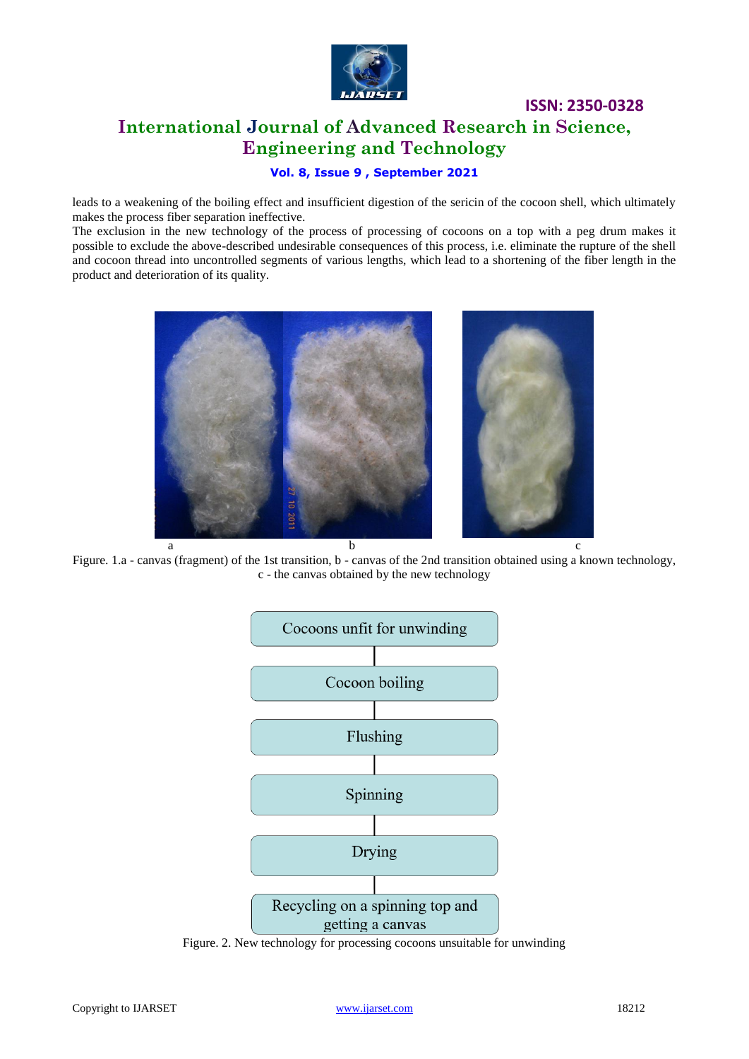leads to a weakening of the boiling effect and insufficient digestion of the sericin of the cocoon shell, which ultimately makes the process fiber separation ineffective.

The exclusion in the new technology of the process of processing of cocoons on a top with a peg drum makes it possible to exclude the above-described undesirable consequences of this process, i.e. eliminate the rupture of the shell and cocoon thread into uncontrolled segments of various lengths, which lead to a shortening of the fiber length in the product and deterioration of its quality.

Figure. 1.a - canvas (fragment) of the 1st transition, b - canvas of the 2nd transition obtained using a known technology, c - the canvas obtained by the new technology

Cocoons unfit for unwinding

Cocoon boiling

Flushing

Spinning

Drying

Recycling on a spinning top and getting a canvas

Figure. 2. New technology for processing cocoons unsuitable for unwinding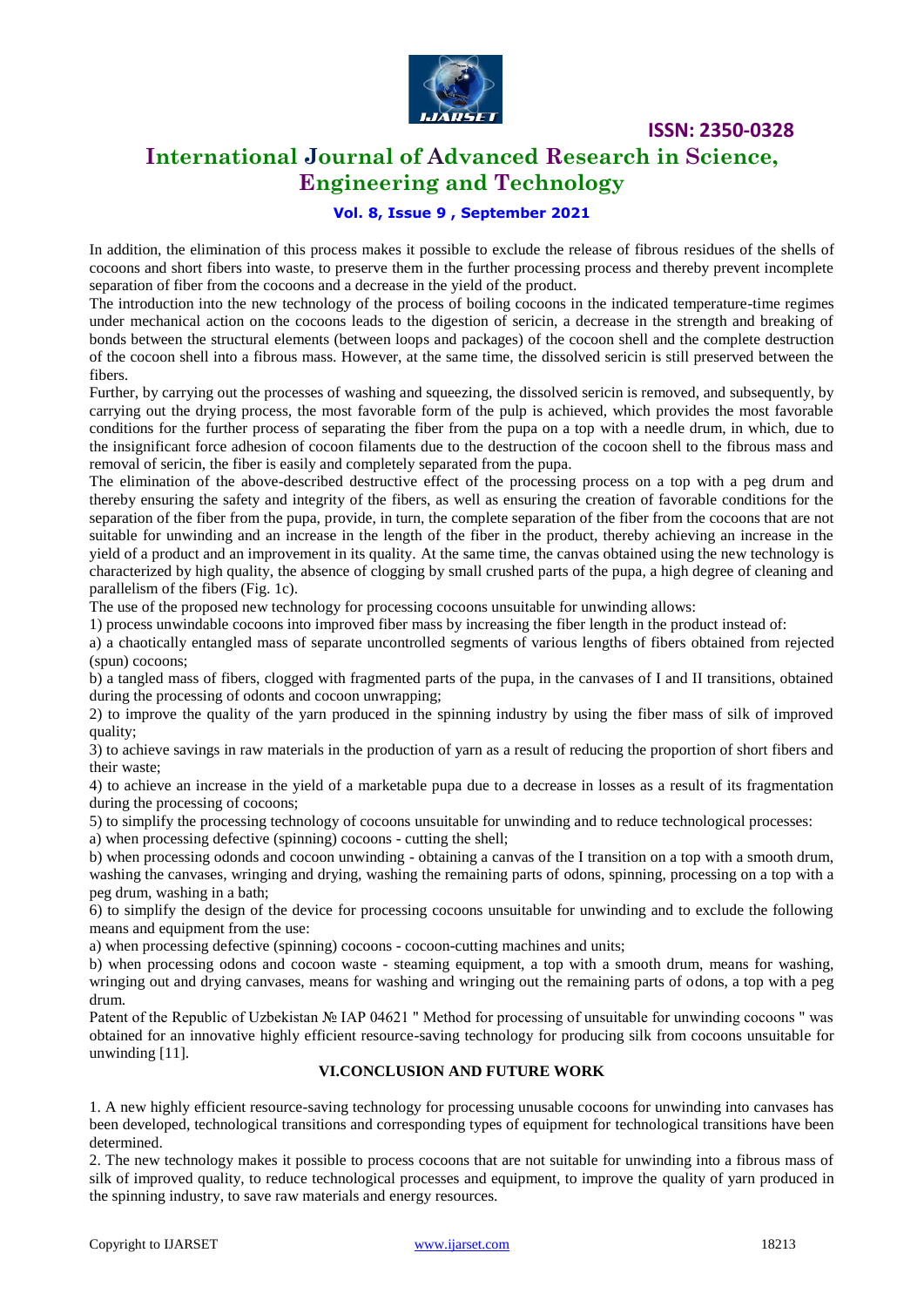In addition, the elimination of this process makes it possible to exclude the release of fibrous residues of the shells of cocoons and short fibers into waste, to preserve them in the further processing process and thereby prevent incomplete separation of fiber from the cocoons and a decrease in the yield of the product.

The introduction into the new technology of the process of boiling cocoons in the indicated temperature-time regimes under mechanical action on the cocoons leads to the digestion of sericin, a decrease in the strength and breaking of bonds between the structural elements (between loops and packages) of the cocoon shell and the complete destruction of the cocoon shell into a fibrous mass. However, at the same time, the dissolved sericin is still preserved between the fibers.

Further, by carrying out the processes of washing and squeezing, the dissolved sericin is removed, and subsequently, by carrying out the drying process, the most favorable form of the pulp is achieved, which provides the most favorable conditions for the further process of separating the fiber from the pupa on a top with a needle drum, in which, due to the insignificant force adhesion of cocoon filaments due to the destruction of the cocoon shell to the fibrous mass and removal of sericin, the fiber is easily and completely separated from the pupa.

The elimination of the above-described destructive effect of the processing process on a top with a peg drum and thereby ensuring the safety and integrity of the fibers, as well as ensuring the creation of favorable conditions for the separation of the fiber from the pupa, provide, in turn, the complete separation of the fiber from the cocoons that are not suitable for unwinding and an increase in the length of the fiber in the product, thereby achieving an increase in the yield of a product and an improvement in its quality. At the same time, the canvas obtained using the new technology is characterized by high quality, the absence of clogging by small crushed parts of the pupa, a high degree of cleaning and parallelism of the fibers (Fig. 1c).

The use of the proposed new technology for processing cocoons unsuitable for unwinding allows:

1) process unwindable cocoons into improved fiber mass by increasing the fiber length in the product instead of:

a) a chaotically entangled mass of separate uncontrolled segments of various lengths of fibers obtained from rejected (spun) cocoons;

b) a tangled mass of fibers, clogged with fragmented parts of the pupa, in the canvases of I and II transitions, obtained during the processing of odonts and cocoon unwrapping;

2) to improve the quality of the yarn produced in the spinning industry by using the fiber mass of silk of improved quality;

3) to achieve savings in raw materials in the production of yarn as a result of reducing the proportion of short fibers and their waste;

4) to achieve an increase in the yield of a marketable pupa due to a decrease in losses as a result of its fragmentation during the processing of cocoons;

5) to simplify the processing technology of cocoons unsuitable for unwinding and to reduce technological processes:

a) when processing defective (spinning) cocoons - cutting the shell;

b) when processing odonds and cocoon unwinding - obtaining a canvas of the I transition on a top with a smooth drum, washing the canvases, wringing and drying, washing the remaining parts of odons, spinning, processing on a top with a peg drum, washing in a bath;

6) to simplify the design of the device for processing cocoons unsuitable for unwinding and to exclude the following means and equipment from the use:

a) when processing defective (spinning) cocoons - cocoon-cutting machines and units;

b) when processing odons and cocoon waste - steaming equipment, a top with a smooth drum, means for washing, wringing out and drying canvases, means for washing and wringing out the remaining parts of odons, a top with a peg drum.

Patent of the Republic of Uzbekistan № IAP 04621 " Method for processing of unsuitable for unwinding cocoons " was obtained for an innovative highly efficient resource-saving technology for producing silk from cocoons unsuitable for unwinding [11].

## VI.CONCLUSION AND FUTURE WORK

1. A new highly efficient resource-saving technology for processing unusable cocoons for unwinding into canvases has been developed, technological transitions and corresponding types of equipment for technological transitions have been determined.

2. The new technology makes it possible to process cocoons that are not suitable for unwinding into a fibrous mass of silk of improved quality, to reduce technological processes and equipment, to improve the quality of yarn produced in the spinning industry, to save raw materials and energy resources.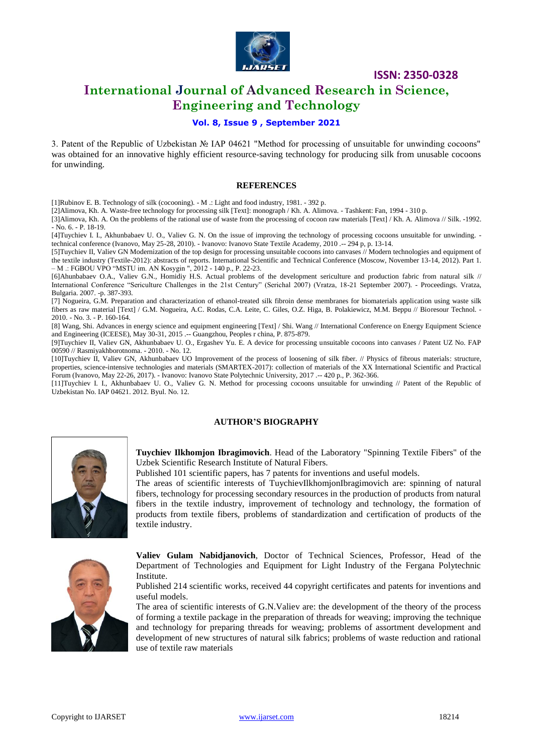3. Patent of the Republic of Uzbekistan № IAP 04621 "Method for processing of unsuitable for unwinding cocoons" was obtained for an innovative highly efficient resource-saving technology for producing silk from unusable cocoons for unwinding.

## REFERENCES

[1]Rubinov E. B. Technology of silk (cocooning). - M .: Light and food industry, 1981. - 392 p.

[2]Alimova, Kh. A. Waste-free technology for processing silk [Text]: monograph / Kh. A. Alimova. - Tashkent: Fan, 1994 - 310 p.

[3]Alimova, Kh. A. On the problems of the rational use of waste from the processing of cocoon raw materials [Text] / Kh. A. Alimova // Silk. -1992. - No. 6. - P. 18-19.

[4]Tuychiev I. I., Akhunbabaev U. O., Valiev G. N. On the issue of improving the technology of processing cocoons unsuitable for unwinding. - technical conference (Ivanovo, May 25-28, 2010). - Ivanovo: Ivanovo State Textile Academy, 2010 .-- 294 p, p. 13-14.

[5]Tuychiev II, Valiev GN Modernization of the top design for processing unsuitable cocoons into canvases // Modern technologies and equipment of the textile industry (Textile-2012): abstracts of reports. International Scientific and Technical Conference (Moscow, November 13-14, 2012). Part 1. – M .: FGBOU VPO "MSTU im. AN Kosygin ", 2012 - 140 p., P. 22-23.

[6]Ahunbabaev O.A., Valiev G.N., Homidiy H.S. Actual problems of the development sericulture and production fabric from natural silk // International Conference "Sericulture Challenges in the 21st Century" (Serichal 2007) (Vratza, 18-21 September 2007). - Proceedings. Vratza, Bulgaria. 2007. -p. 387-393.

[7] Nogueira, G.M. Preparation and characterization of ethanol-treated silk fibroin dense membranes for biomaterials application using waste silk fibers as raw material [Text] / G.M. Nogueira, A.C. Rodas, C.A. Leite, C. Giles, O.Z. Higa, B. Polakiewicz, M.M. Beppu // Bioresour Technol. - 2010. - No. 3. - P. 160-164.

[8] Wang, Shi. Advances in energy science and equipment engineering [Text] / Shi. Wang // International Conference on Energy Equipment Science and Engineering (ICEESE), May 30-31, 2015 .-- Guangzhou, Peoples r china, P. 875-879.

[9]Tuychiev II, Valiev GN, Akhunbabaev U. O., Ergashev Yu. E. A device for processing unsuitable cocoons into canvases / Patent UZ No. FAP 00590 // Rasmiyakhborotnoma. - 2010. - No. 12.

[10]Tuychiev II, Valiev GN, Akhunbabaev UO Improvement of the process of loosening of silk fiber. // Physics of fibrous materials: structure, properties, science-intensive technologies and materials (SMARTEX-2017): collection of materials of the XX International Scientific and Practical Forum (Ivanovo, May 22-26, 2017). - Ivanovo: Ivanovo State Polytechnic University, 2017 .-- 420 p., P. 362-366.

[11]Tuychiev I. I., Akhunbabaev U. O., Valiev G. N. Method for processing cocoons unsuitable for unwinding // Patent of the Republic of Uzbekistan No. IAP 04621. 2012. Byul. No. 12.

## AUTHOR'S BIOGRAPHY

**Tuychiev Ilkhomjon Ibragimovich**. Head of the Laboratory "Spinning Textile Fibers" of the Uzbek Scientific Research Institute of Natural Fibers.

Published 101 scientific papers, has 7 patents for inventions and useful models.

The areas of scientific interests of TuychievIlkhomjonIbragimovich are: spinning of natural fibers, technology for processing secondary resources in the production of products from natural fibers in the textile industry, improvement of technology and technology, the formation of products from textile fibers, problems of standardization and certification of products of the textile industry.

**Valiev Gulam Nabidjanovich**, Doctor of Technical Sciences, Professor, Head of the Department of Technologies and Equipment for Light Industry of the Fergana Polytechnic Institute.

Published 214 scientific works, received 44 copyright certificates and patents for inventions and useful models.

The area of scientific interests of G.N.Valiev are: the development of the theory of the process of forming a textile package in the preparation of threads for weaving; improving the technique and technology for preparing threads for weaving; problems of assortment development and development of new structures of natural silk fabrics; problems of waste reduction and rational use of textile raw materials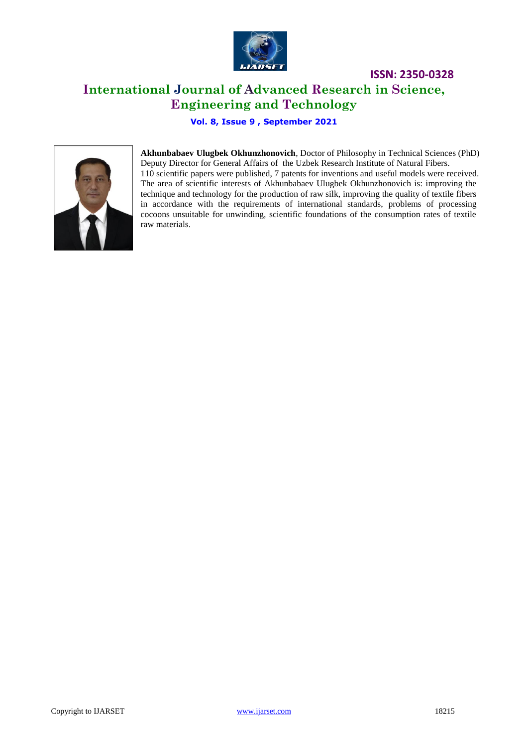**Akhunbabaev Ulugbek Okhunzhonovich**, Doctor of Philosophy in Technical Sciences (PhD) Deputy Director for General Affairs of the Uzbek Research Institute of Natural Fibers.
110 scientific papers were published, 7 patents for inventions and useful models were received. The area of scientific interests of Akhunbabaev Ulugbek Okhunzhonovich is: improving the technique and technology for the production of raw silk, improving the quality of textile fibers in accordance with the requirements of international standards, problems of processing cocoons unsuitable for unwinding, scientific foundations of the consumption rates of textile raw materials.